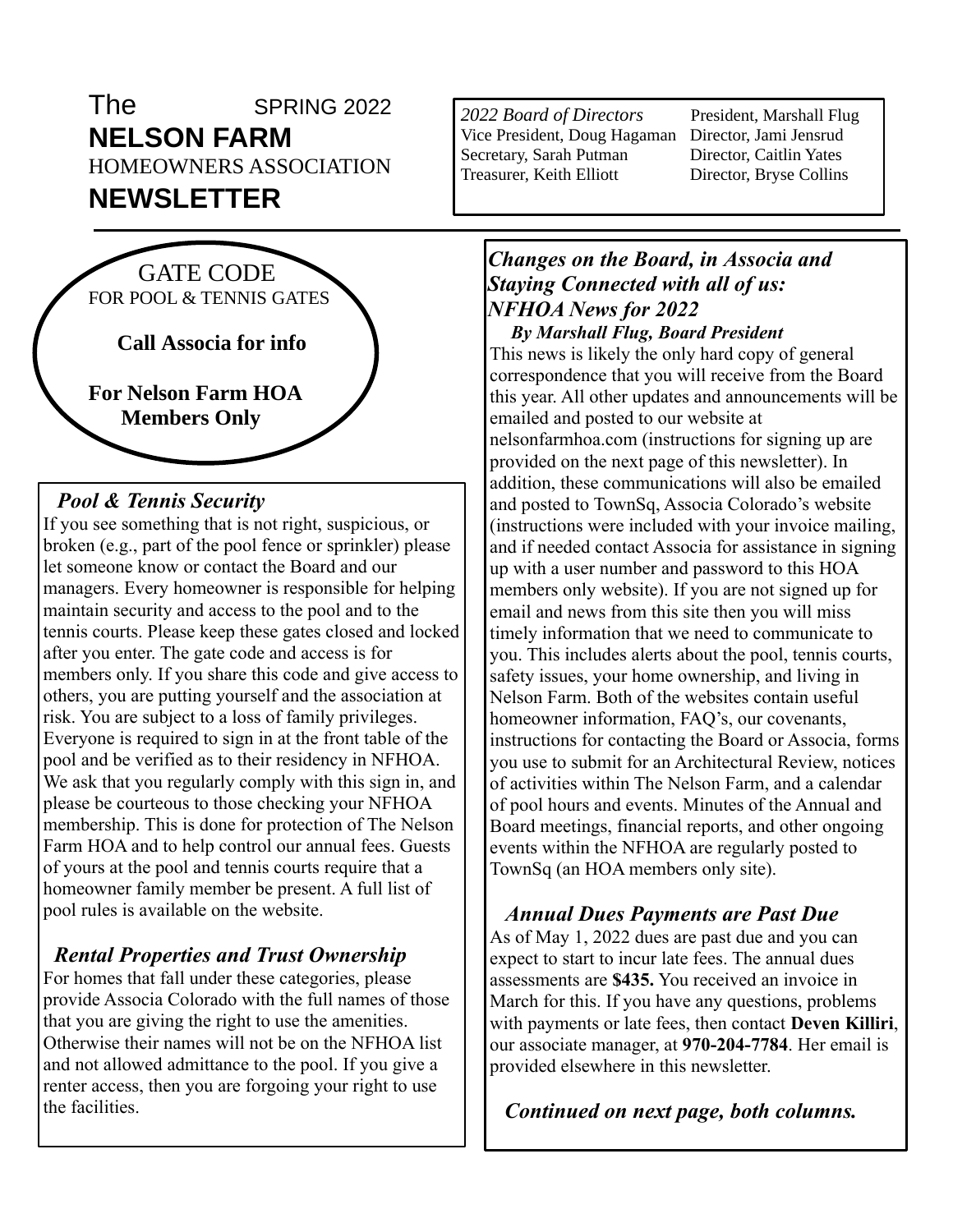The SPRING 2022

# NELSON FARM

HOMEOWNERS ASSOCIATION

# NEWSLETTER

*2022 Board of Directors*
President, Marshall Flug
Vice President, Doug Hagaman
Director, Jami Jensrud
Secretary, Sarah Putman
Director, Caitlin Yates
Treasurer, Keith Elliott
Director, Bryse Collins

GATE CODE
FOR POOL & TENNIS GATES

**Call Associa for info**

**For Nelson Farm HOA Members Only**

## *Pool & Tennis Security*

If you see something that is not right, suspicious, or broken (e.g., part of the pool fence or sprinkler) please let someone know or contact the Board and our managers. Every homeowner is responsible for helping maintain security and access to the pool and to the tennis courts. Please keep these gates closed and locked after you enter. The gate code and access is for members only. If you share this code and give access to others, you are putting yourself and the association at risk. You are subject to a loss of family privileges. Everyone is required to sign in at the front table of the pool and be verified as to their residency in NFHOA. We ask that you regularly comply with this sign in, and please be courteous to those checking your NFHOA membership. This is done for protection of The Nelson Farm HOA and to help control our annual fees. Guests of yours at the pool and tennis courts require that a homeowner family member be present. A full list of pool rules is available on the website.

## *Rental Properties and Trust Ownership*

For homes that fall under these categories, please provide Associa Colorado with the full names of those that you are giving the right to use the amenities. Otherwise their names will not be on the NFHOA list and not allowed admittance to the pool. If you give a renter access, then you are forgoing your right to use the facilities.

## *Changes on the Board, in Associa and Staying Connected with all of us: NFHOA News for 2022*

***By Marshall Flug, Board President***

This news is likely the only hard copy of general correspondence that you will receive from the Board this year. All other updates and announcements will be emailed and posted to our website at nelsonfarmhoa.com (instructions for signing up are provided on the next page of this newsletter). In addition, these communications will also be emailed and posted to TownSq, Associa Colorado's website (instructions were included with your invoice mailing, and if needed contact Associa for assistance in signing up with a user number and password to this HOA members only website). If you are not signed up for email and news from this site then you will miss timely information that we need to communicate to you. This includes alerts about the pool, tennis courts, safety issues, your home ownership, and living in Nelson Farm. Both of the websites contain useful homeowner information, FAQ's, our covenants, instructions for contacting the Board or Associa, forms you use to submit for an Architectural Review, notices of activities within The Nelson Farm, and a calendar of pool hours and events. Minutes of the Annual and Board meetings, financial reports, and other ongoing events within the NFHOA are regularly posted to TownSq (an HOA members only site).

## *Annual Dues Payments are Past Due*

As of May 1, 2022 dues are past due and you can expect to start to incur late fees. The annual dues assessments are **$435.** You received an invoice in March for this. If you have any questions, problems with payments or late fees, then contact **Deven Killiri**, our associate manager, at **970-204-7784**. Her email is provided elsewhere in this newsletter.

***Continued on next page, both columns.***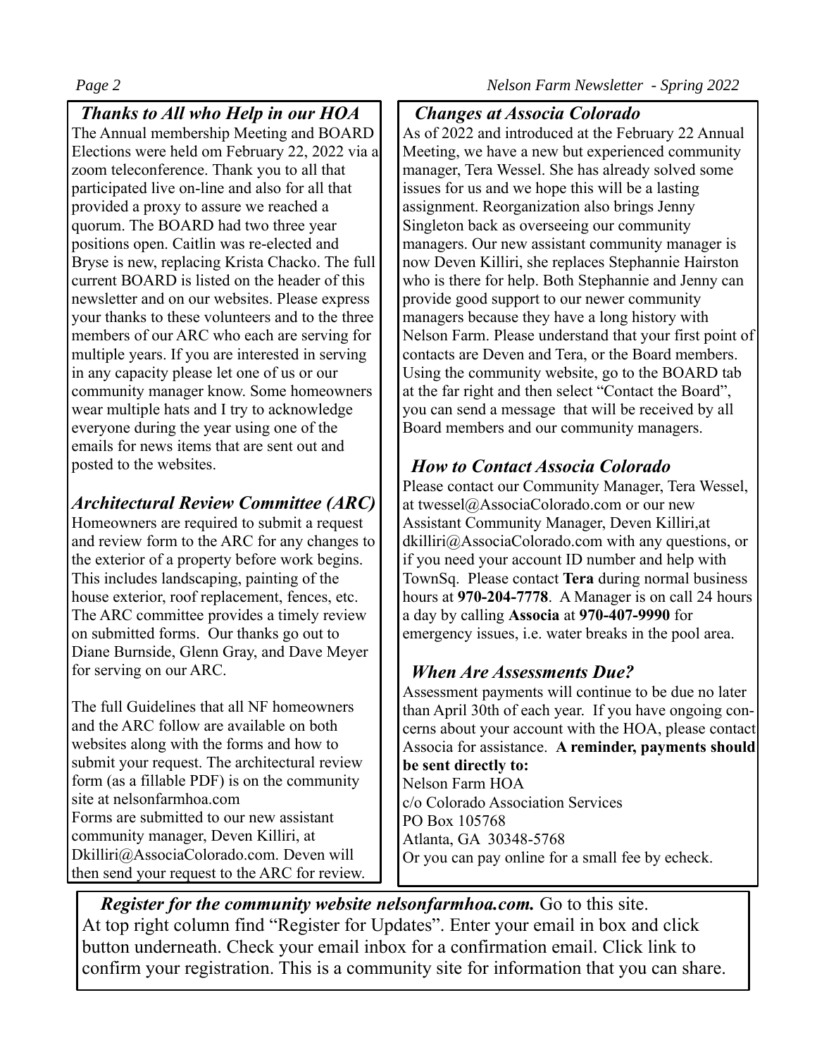## *Thanks to All who Help in our HOA*

The Annual membership Meeting and BOARD Elections were held om February 22, 2022 via a zoom teleconference. Thank you to all that participated live on-line and also for all that provided a proxy to assure we reached a quorum. The BOARD had two three year positions open. Caitlin was re-elected and Bryse is new, replacing Krista Chacko. The full current BOARD is listed on the header of this newsletter and on our websites. Please express your thanks to these volunteers and to the three members of our ARC who each are serving for multiple years. If you are interested in serving in any capacity please let one of us or our community manager know. Some homeowners wear multiple hats and I try to acknowledge everyone during the year using one of the emails for news items that are sent out and posted to the websites.

## *Architectural Review Committee (ARC)*

Homeowners are required to submit a request and review form to the ARC for any changes to the exterior of a property before work begins. This includes landscaping, painting of the house exterior, roof replacement, fences, etc. The ARC committee provides a timely review on submitted forms. Our thanks go out to Diane Burnside, Glenn Gray, and Dave Meyer for serving on our ARC.

The full Guidelines that all NF homeowners and the ARC follow are available on both websites along with the forms and how to submit your request. The architectural review form (as a fillable PDF) is on the community site at nelsonfarmhoa.com
Forms are submitted to our new assistant community manager, Deven Killiri, at Dkilliri@AssociaColorado.com. Deven will then send your request to the ARC for review.

## *Changes at Associa Colorado*

As of 2022 and introduced at the February 22 Annual Meeting, we have a new but experienced community manager, Tera Wessel. She has already solved some issues for us and we hope this will be a lasting assignment. Reorganization also brings Jenny Singleton back as overseeing our community managers. Our new assistant community manager is now Deven Killiri, she replaces Stephannie Hairston who is there for help. Both Stephannie and Jenny can provide good support to our newer community managers because they have a long history with Nelson Farm. Please understand that your first point of contacts are Deven and Tera, or the Board members. Using the community website, go to the BOARD tab at the far right and then select "Contact the Board", you can send a message that will be received by all Board members and our community managers.

## *How to Contact Associa Colorado*

Please contact our Community Manager, Tera Wessel, at twessel@AssociaColorado.com or our new Assistant Community Manager, Deven Killiri,at dkilliri@AssociaColorado.com with any questions, or if you need your account ID number and help with TownSq. Please contact **Tera** during normal business hours at **970-204-7778**. A Manager is on call 24 hours a day by calling **Associa** at **970-407-9990** for emergency issues, i.e. water breaks in the pool area.

## *When Are Assessments Due?*

Assessment payments will continue to be due no later than April 30th of each year. If you have ongoing concerns about your account with the HOA, please contact Associa for assistance. **A reminder, payments should be sent directly to:**

Nelson Farm HOA
c/o Colorado Association Services
PO Box 105768
Atlanta, GA 30348-5768
Or you can pay online for a small fee by echeck.

***Register for the community website nelsonfarmhoa.com.*** Go to this site. At top right column find "Register for Updates". Enter your email in box and click button underneath. Check your email inbox for a confirmation email. Click link to confirm your registration. This is a community site for information that you can share.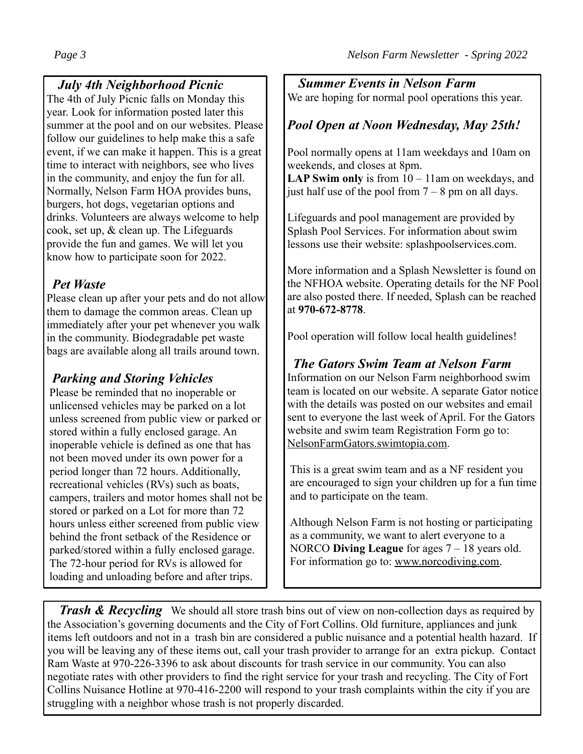## *July 4th Neighborhood Picnic*

The 4th of July Picnic falls on Monday this year. Look for information posted later this summer at the pool and on our websites. Please follow our guidelines to help make this a safe event, if we can make it happen. This is a great time to interact with neighbors, see who lives in the community, and enjoy the fun for all. Normally, Nelson Farm HOA provides buns, burgers, hot dogs, vegetarian options and drinks. Volunteers are always welcome to help cook, set up, & clean up. The Lifeguards provide the fun and games. We will let you know how to participate soon for 2022.

## *Pet Waste*

Please clean up after your pets and do not allow them to damage the common areas. Clean up immediately after your pet whenever you walk in the community. Biodegradable pet waste bags are available along all trails around town.

## *Parking and Storing Vehicles*

Please be reminded that no inoperable or unlicensed vehicles may be parked on a lot unless screened from public view or parked or stored within a fully enclosed garage. An inoperable vehicle is defined as one that has not been moved under its own power for a period longer than 72 hours. Additionally, recreational vehicles (RVs) such as boats, campers, trailers and motor homes shall not be stored or parked on a Lot for more than 72 hours unless either screened from public view behind the front setback of the Residence or parked/stored within a fully enclosed garage. The 72-hour period for RVs is allowed for loading and unloading before and after trips.

## *Summer Events in Nelson Farm*

We are hoping for normal pool operations this year.

### *Pool Open at Noon Wednesday, May 25th!*

Pool normally opens at 11am weekdays and 10am on weekends, and closes at 8pm.
**LAP Swim only** is from 10 – 11am on weekdays, and just half use of the pool from 7 – 8 pm on all days.

Lifeguards and pool management are provided by Splash Pool Services. For information about swim lessons use their website: splashpoolservices.com.

More information and a Splash Newsletter is found on the NFHOA website. Operating details for the NF Pool are also posted there. If needed, Splash can be reached at **970-672-8778**.

Pool operation will follow local health guidelines!

## *The Gators Swim Team at Nelson Farm*

Information on our Nelson Farm neighborhood swim team is located on our website. A separate Gator notice with the details was posted on our websites and email sent to everyone the last week of April. For the Gators website and swim team Registration Form go to: NelsonFarmGators.swimtopia.com.

This is a great swim team and as a NF resident you are encouraged to sign your children up for a fun time and to participate on the team.

Although Nelson Farm is not hosting or participating as a community, we want to alert everyone to a NORCO **Diving League** for ages 7 – 18 years old. For information go to: www.norcodiving.com.

***Trash & Recycling*** We should all store trash bins out of view on non-collection days as required by the Association's governing documents and the City of Fort Collins. Old furniture, appliances and junk items left outdoors and not in a trash bin are considered a public nuisance and a potential health hazard. If you will be leaving any of these items out, call your trash provider to arrange for an extra pickup. Contact Ram Waste at 970-226-3396 to ask about discounts for trash service in our community. You can also negotiate rates with other providers to find the right service for your trash and recycling. The City of Fort Collins Nuisance Hotline at 970-416-2200 will respond to your trash complaints within the city if you are struggling with a neighbor whose trash is not properly discarded.